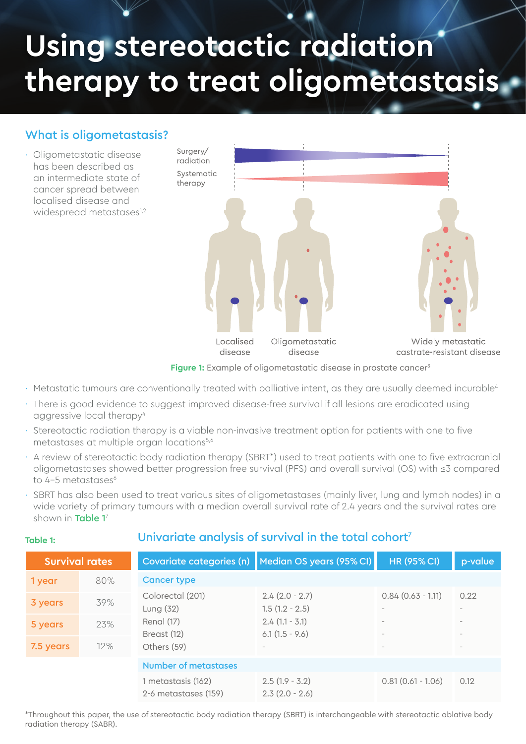# Using stereotactic radiation therapy to treat oligometastasis

## What is oligometastasis?

- Oligometastatic disease has been described as an intermediate state of cancer spread between localised disease and widespread metastases[1,2]

Surgery/ radiation

Systematic therapy

Localised disease | Oligometastatic disease | Widely metastatic castrate-resistant disease

**Figure 1:** Example of oligometastatic disease in prostate cancer[3]

- Metastatic tumours are conventionally treated with palliative intent, as they are usually deemed incurable[4]
- There is good evidence to suggest improved disease-free survival if all lesions are eradicated using aggressive local therapy[4]
- Stereotactic radiation therapy is a viable non-invasive treatment option for patients with one to five metastases at multiple organ locations[5,6]
- A review of stereotactic body radiation therapy (SBRT*) used to treat patients with one to five extracranial oligometastases showed better progression free survival (PFS) and overall survival (OS) with ≤3 compared to 4–5 metastases[6]
- SBRT has also been used to treat various sites of oligometastases (mainly liver, lung and lymph nodes) in a wide variety of primary tumours with a median overall survival rate of 2.4 years and the survival rates are shown in **Table 1**[7]

**Table 1:**

| Survival rates | |
|---|---|
| 1 year | 80% |
| 3 years | 39% |
| 5 years | 23% |
| 7.5 years | 12% |

### Univariate analysis of survival in the total cohort[7]

| Covariate categories (n) | Median OS years (95% CI) | HR (95% CI) | p-value |
|---|---|---|---|
| **Cancer type** | | | |
| Colorectal (201) | 2.4 (2.0 - 2.7) | 0.84 (0.63 - 1.11) | 0.22 |
| Lung (32) | 1.5 (1.2 - 2.5) | - | - |
| Renal (17) | 2.4 (1.1 - 3.1) | - | - |
| Breast (12) | 6.1 (1.5 - 9.6) | - | - |
| Others (59) | - | - | - |
| **Number of metastases** | | | |
| 1 metastasis (162) | 2.5 (1.9 - 3.2) | 0.81 (0.61 - 1.06) | 0.12 |
| 2-6 metastases (159) | 2.3 (2.0 - 2.6) | | |

*Throughout this paper, the use of stereotactic body radiation therapy (SBRT) is interchangeable with stereotactic ablative body radiation therapy (SABR).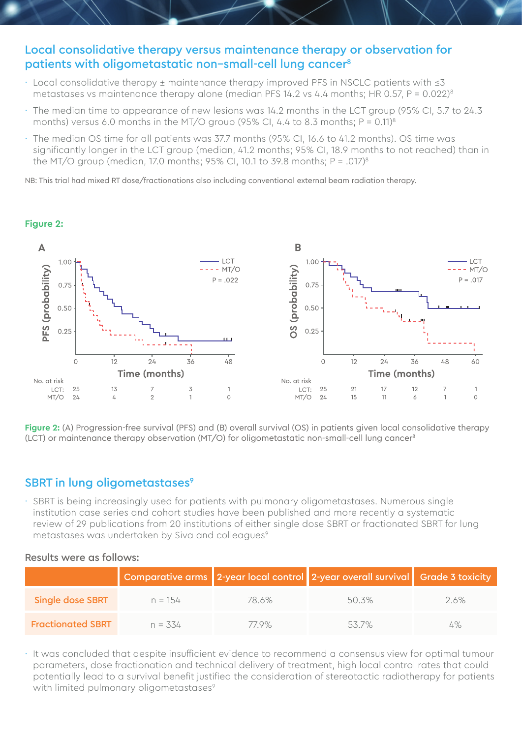## Local consolidative therapy versus maintenance therapy or observation for patients with oligometastatic non–small-cell lung cancer[8]

- Local consolidative therapy ± maintenance therapy improved PFS in NSCLC patients with ≤3 metastases vs maintenance therapy alone (median PFS 14.2 vs 4.4 months; HR 0.57, P = 0.022)[8]
- The median time to appearance of new lesions was 14.2 months in the LCT group (95% CI, 5.7 to 24.3 months) versus 6.0 months in the MT/O group (95% CI, 4.4 to 8.3 months; P = 0.11)[8]
- The median OS time for all patients was 37.7 months (95% CI, 16.6 to 41.2 months). OS time was significantly longer in the LCT group (median, 41.2 months; 95% CI, 18.9 months to not reached) than in the MT/O group (median, 17.0 months; 95% CI, 10.1 to 39.8 months; P = .017)[8]

NB: This trial had mixed RT dose/fractionations also including conventional external beam radiation therapy.

**Figure 2:**

**Figure 2:** (A) Progression-free survival (PFS) and (B) overall survival (OS) in patients given local consolidative therapy (LCT) or maintenance therapy observation (MT/O) for oligometastatic non-small-cell lung cancer[8]

## SBRT in lung oligometastases[9]

- SBRT is being increasingly used for patients with pulmonary oligometastases. Numerous single institution case series and cohort studies have been published and more recently a systematic review of 29 publications from 20 institutions of either single dose SBRT or fractionated SBRT for lung metastases was undertaken by Siva and colleagues[9]

Results were as follows:

| | Comparative arms | 2-year local control | 2-year overall survival | Grade 3 toxicity |
|---|---|---|---|---|
| Single dose SBRT | n = 154 | 78.6% | 50.3% | 2.6% |
| Fractionated SBRT | n = 334 | 77.9% | 53.7% | 4% |

- It was concluded that despite insufficient evidence to recommend a consensus view for optimal tumour parameters, dose fractionation and technical delivery of treatment, high local control rates that could potentially lead to a survival benefit justified the consideration of stereotactic radiotherapy for patients with limited pulmonary oligometastases[9]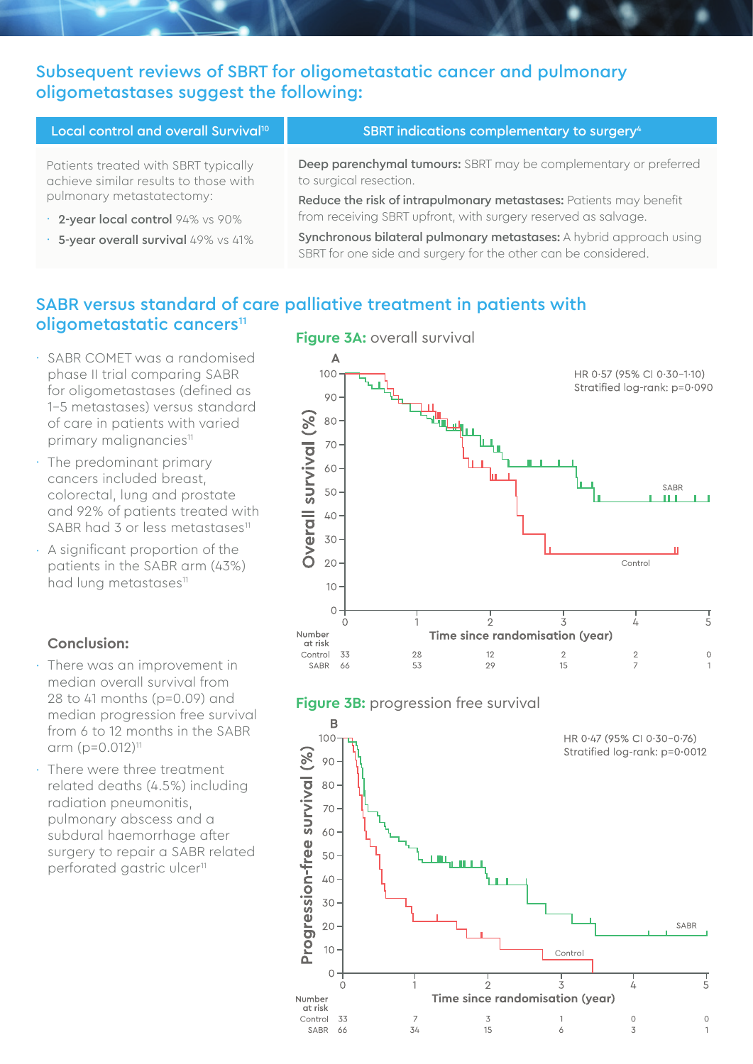## Subsequent reviews of SBRT for oligometastatic cancer and pulmonary oligometastases suggest the following:

| Local control and overall Survival[10] | SBRT indications complementary to surgery[4] |
|---|---|
| Patients treated with SBRT typically achieve similar results to those with pulmonary metastatectomy: <br>· **2-year local control** 94% vs 90% <br>· **5-year overall survival** 49% vs 41% | **Deep parenchymal tumours:** SBRT may be complementary or preferred to surgical resection. <br>**Reduce the risk of intrapulmonary metastases:** Patients may benefit from receiving SBRT upfront, with surgery reserved as salvage. <br>**Synchronous bilateral pulmonary metastases:** A hybrid approach using SBRT for one side and surgery for the other can be considered. |

## SABR versus standard of care palliative treatment in patients with oligometastatic cancers[11]

- SABR COMET was a randomised phase II trial comparing SABR for oligometastases (defined as 1–5 metastases) versus standard of care in patients with varied primary malignancies[11]
- The predominant primary cancers included breast, colorectal, lung and prostate and 92% of patients treated with SABR had 3 or less metastases[11]
- A significant proportion of the patients in the SABR arm (43%) had lung metastases[11]

### Conclusion:

- There was an improvement in median overall survival from 28 to 41 months (p=0.09) and median progression free survival from 6 to 12 months in the SABR arm (p=0.012)[11]
- There were three treatment related deaths (4.5%) including radiation pneumonitis, pulmonary abscess and a subdural haemorrhage after surgery to repair a SABR related perforated gastric ulcer[11]

**Figure 3A:** overall survival

HR 0·57 (95% CI 0·30–1·10)
Stratified log-rank: p=0·090

| Number at risk | 0 | 1 | 2 | 3 | 4 | 5 |
|---|---|---|---|---|---|---|
| Control | 33 | 28 | 12 | 2 | 2 | 0 |
| SABR | 66 | 53 | 29 | 15 | 7 | 1 |

**Figure 3B:** progression free survival

HR 0·47 (95% CI 0·30–0·76)
Stratified log-rank: p=0·0012

| Number at risk | 0 | 1 | 2 | 3 | 4 | 5 |
|---|---|---|---|---|---|---|
| Control | 33 | 7 | 3 | 1 | 0 | 0 |
| SABR | 66 | 34 | 15 | 6 | 3 | 1 |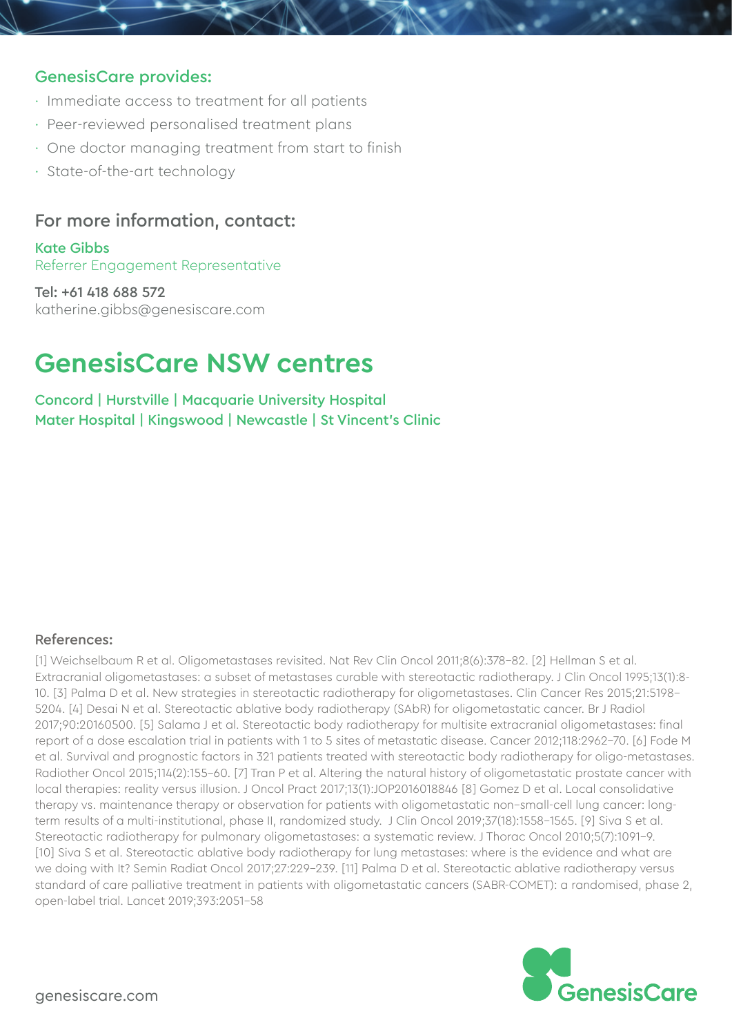## GenesisCare provides:

- Immediate access to treatment for all patients
- Peer-reviewed personalised treatment plans
- One doctor managing treatment from start to finish
- State-of-the-art technology

## For more information, contact:

**Kate Gibbs**
Referrer Engagement Representative

Tel: +61 418 688 572
katherine.gibbs@genesiscare.com

# GenesisCare NSW centres

**Concord | Hurstville | Macquarie University Hospital**
**Mater Hospital | Kingswood | Newcastle | St Vincent's Clinic**

### References:

[1] Weichselbaum R et al. Oligometastases revisited. Nat Rev Clin Oncol 2011;8(6):378–82. [2] Hellman S et al. Extracranial oligometastases: a subset of metastases curable with stereotactic radiotherapy. J Clin Oncol 1995;13(1):8-10. [3] Palma D et al. New strategies in stereotactic radiotherapy for oligometastases. Clin Cancer Res 2015;21:5198–5204. [4] Desai N et al. Stereotactic ablative body radiotherapy (SAbR) for oligometastatic cancer. Br J Radiol 2017;90:20160500. [5] Salama J et al. Stereotactic body radiotherapy for multisite extracranial oligometastases: final report of a dose escalation trial in patients with 1 to 5 sites of metastatic disease. Cancer 2012;118:2962–70. [6] Fode M et al. Survival and prognostic factors in 321 patients treated with stereotactic body radiotherapy for oligo-metastases. Radiother Oncol 2015;114(2):155–60. [7] Tran P et al. Altering the natural history of oligometastatic prostate cancer with local therapies: reality versus illusion. J Oncol Pract 2017;13(1):JOP2016018846 [8] Gomez D et al. Local consolidative therapy vs. maintenance therapy or observation for patients with oligometastatic non–small-cell lung cancer: long-term results of a multi-institutional, phase II, randomized study. J Clin Oncol 2019;37(18):1558–1565. [9] Siva S et al. Stereotactic radiotherapy for pulmonary oligometastases: a systematic review. J Thorac Oncol 2010;5(7):1091–9. [10] Siva S et al. Stereotactic ablative body radiotherapy for lung metastases: where is the evidence and what are we doing with It? Semin Radiat Oncol 2017;27:229–239. [11] Palma D et al. Stereotactic ablative radiotherapy versus standard of care palliative treatment in patients with oligometastatic cancers (SABR-COMET): a randomised, phase 2, open-label trial. Lancet 2019;393:2051–58

genesiscare.com

GenesisCare